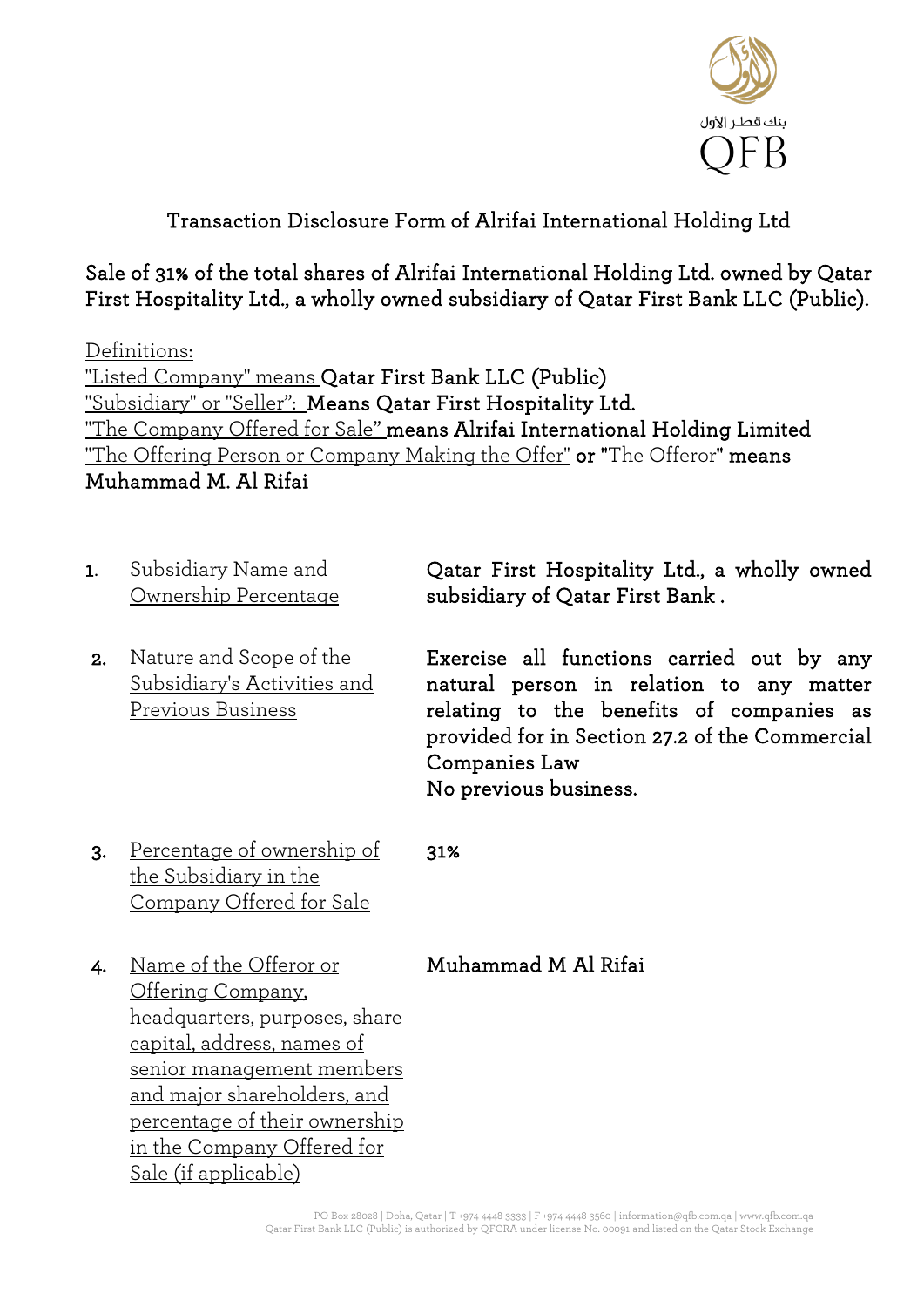# Transaction Disclosure Form of Alrifai International Holding Ltd

**Sale of 31% of the total shares of Alrifai International Holding Ltd. owned by Qatar First Hospitality Ltd., a wholly owned subsidiary of Qatar First Bank LLC (Public).**

Definitions:

"Listed Company" means **Qatar First Bank LLC (Public)**

"Subsidiary" or "Seller": **Means Qatar First Hospitality Ltd.**

"The Company Offered for Sale" **means Alrifai International Holding Limited**

"The Offering Person or Company Making the Offer" **or** "The Offeror" **means Muhammad M. Al Rifai**

| | | |
|---|---|---|
| 1. | Subsidiary Name and Ownership Percentage | **Qatar First Hospitality Ltd., a wholly owned subsidiary of Qatar First Bank .** |
| 2. | Nature and Scope of the Subsidiary's Activities and Previous Business | **Exercise all functions carried out by any natural person in relation to any matter relating to the benefits of companies as provided for in Section 27.2 of the Commercial Companies Law**<br>**No previous business.** |
| 3. | Percentage of ownership of the Subsidiary in the Company Offered for Sale | **31%** |
| 4. | Name of the Offeror or Offering Company, headquarters, purposes, share capital, address, names of senior management members and major shareholders, and percentage of their ownership in the Company Offered for Sale (if applicable) | **Muhammad M Al Rifai** |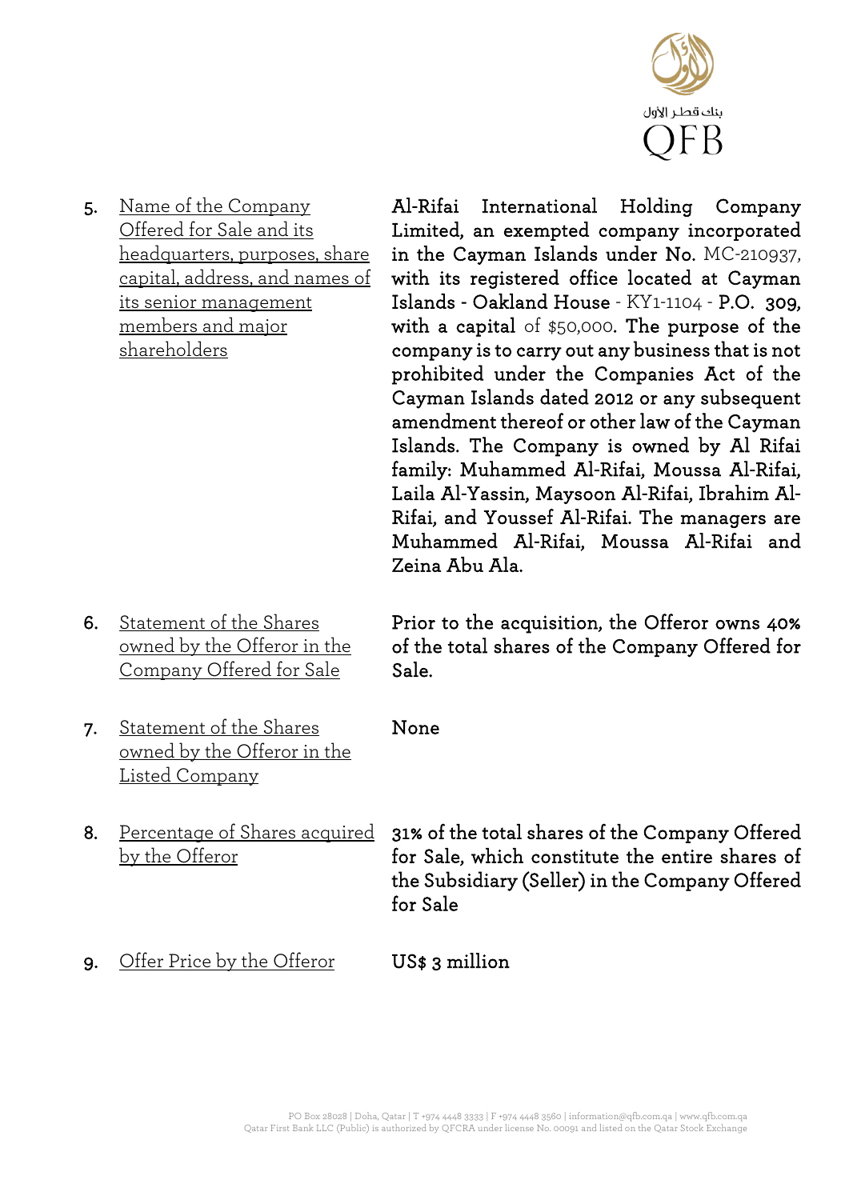| | | |
|---|---|---|
| 5. | Name of the Company Offered for Sale and its headquarters, purposes, share capital, address, and names of its senior management members and major shareholders | **Al-Rifai International Holding Company Limited, an exempted company incorporated in the Cayman Islands under No.** MC-210937, **with its registered office located at Cayman Islands - Oakland House** - KY1-1104 - **P.O. 309, with a capital** of $50,000. **The purpose of the company is to carry out any business that is not prohibited under the Companies Act of the Cayman Islands dated 2012 or any subsequent amendment thereof or other law of the Cayman Islands. The Company is owned by Al Rifai family: Muhammed Al-Rifai, Moussa Al-Rifai, Laila Al-Yassin, Maysoon Al-Rifai, Ibrahim Al-Rifai, and Youssef Al-Rifai. The managers are Muhammed Al-Rifai, Moussa Al-Rifai and Zeina Abu Ala.** |
| 6. | Statement of the Shares owned by the Offeror in the Company Offered for Sale | **Prior to the acquisition, the Offeror owns 40% of the total shares of the Company Offered for Sale.** |
| 7. | Statement of the Shares owned by the Offeror in the Listed Company | **None** |
| 8. | Percentage of Shares acquired by the Offeror | **31% of the total shares of the Company Offered for Sale, which constitute the entire shares of the Subsidiary (Seller) in the Company Offered for Sale** |
| 9. | Offer Price by the Offeror | **US$ 3 million** |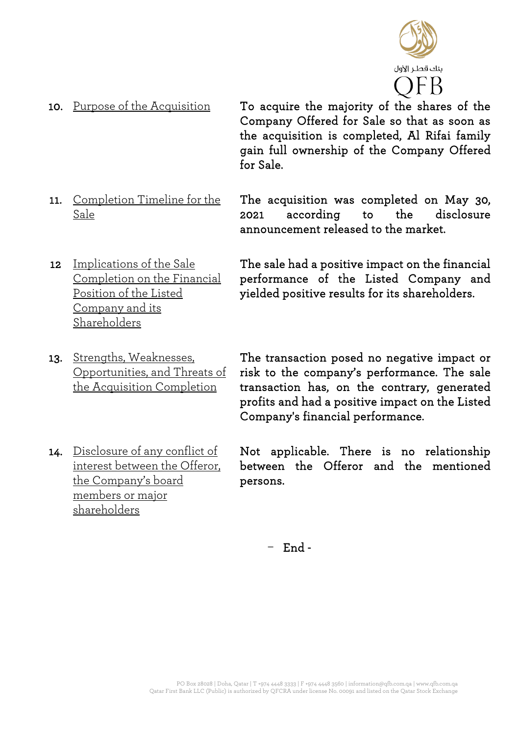| | |
|---|---|
| 10. Purpose of the Acquisition | To acquire the majority of the shares of the Company Offered for Sale so that as soon as the acquisition is completed, Al Rifai family gain full ownership of the Company Offered for Sale. |
| 11. Completion Timeline for the Sale | The acquisition was completed on May 30, 2021 according to the disclosure announcement released to the market. |
| 12 Implications of the Sale Completion on the Financial Position of the Listed Company and its Shareholders | The sale had a positive impact on the financial performance of the Listed Company and yielded positive results for its shareholders. |
| 13. Strengths, Weaknesses, Opportunities, and Threats of the Acquisition Completion | The transaction posed no negative impact or risk to the company's performance. The sale transaction has, on the contrary, generated profits and had a positive impact on the Listed Company's financial performance. |
| 14. Disclosure of any conflict of interest between the Offeror, the Company's board members or major shareholders | Not applicable. There is no relationship between the Offeror and the mentioned persons. |

– End -